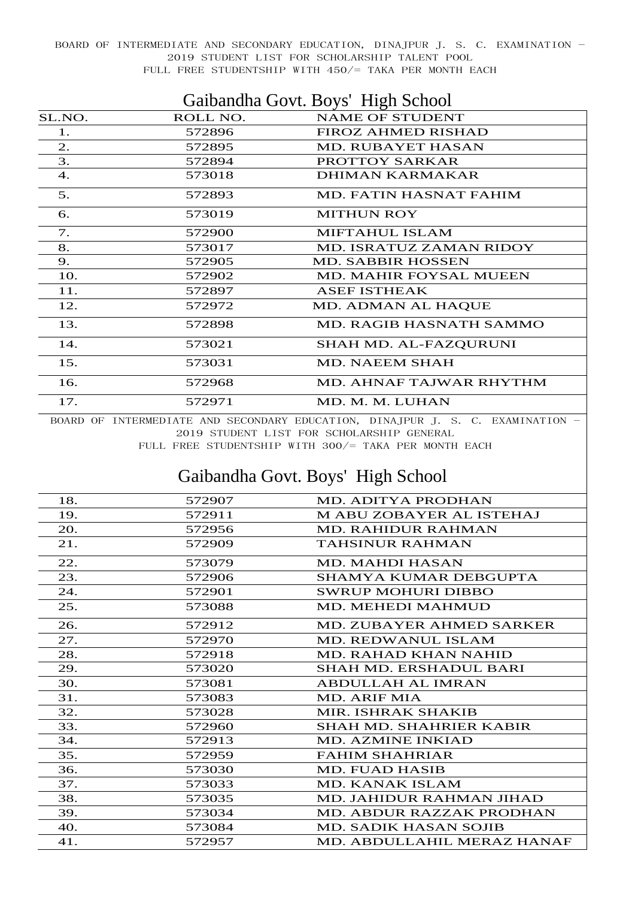BOARD OF INTERMEDIATE AND SECONDARY EDUCATION, DINAJPUR J. S. C. EXAMINATION – 2019 STUDENT LIST FOR SCHOLARSHIP TALENT POOL
FULL FREE STUDENTSHIP WITH 450/= TAKA PER MONTH EACH

## Gaibandha Govt. Boys' High School

| SL.NO. | ROLL NO. | NAME OF STUDENT |
|---|---|---|
| 1. | 572896 | FIROZ AHMED RISHAD |
| 2. | 572895 | MD. RUBAYET HASAN |
| 3. | 572894 | PROTTOY SARKAR |
| 4. | 573018 | DHIMAN KARMAKAR |
| 5. | 572893 | MD. FATIN HASNAT FAHIM |
| 6. | 573019 | MITHUN ROY |
| 7. | 572900 | MIFTAHUL ISLAM |
| 8. | 573017 | MD. ISRATUZ ZAMAN RIDOY |
| 9. | 572905 | MD. SABBIR HOSSEN |
| 10. | 572902 | MD. MAHIR FOYSAL MUEEN |
| 11. | 572897 | ASEF ISTHEAK |
| 12. | 572972 | MD. ADMAN AL HAQUE |
| 13. | 572898 | MD. RAGIB HASNATH SAMMO |
| 14. | 573021 | SHAH MD. AL-FAZQURUNI |
| 15. | 573031 | MD. NAEEM SHAH |
| 16. | 572968 | MD. AHNAF TAJWAR RHYTHM |
| 17. | 572971 | MD. M. M. LUHAN |

BOARD OF INTERMEDIATE AND SECONDARY EDUCATION, DINAJPUR J. S. C. EXAMINATION – 2019 STUDENT LIST FOR SCHOLARSHIP GENERAL
FULL FREE STUDENTSHIP WITH 300/= TAKA PER MONTH EACH

## Gaibandha Govt. Boys' High School

| SL.NO. | ROLL NO. | NAME OF STUDENT |
|---|---|---|
| 18. | 572907 | MD. ADITYA PRODHAN |
| 19. | 572911 | M ABU ZOBAYER AL ISTEHAJ |
| 20. | 572956 | MD. RAHIDUR RAHMAN |
| 21. | 572909 | TAHSINUR RAHMAN |
| 22. | 573079 | MD. MAHDI HASAN |
| 23. | 572906 | SHAMYA KUMAR DEBGUPTA |
| 24. | 572901 | SWRUP MOHURI DIBBO |
| 25. | 573088 | MD. MEHEDI MAHMUD |
| 26. | 572912 | MD. ZUBAYER AHMED SARKER |
| 27. | 572970 | MD. REDWANUL ISLAM |
| 28. | 572918 | MD. RAHAD KHAN NAHID |
| 29. | 573020 | SHAH MD. ERSHADUL BARI |
| 30. | 573081 | ABDULLAH AL IMRAN |
| 31. | 573083 | MD. ARIF MIA |
| 32. | 573028 | MIR. ISHRAK SHAKIB |
| 33. | 572960 | SHAH MD. SHAHRIER KABIR |
| 34. | 572913 | MD. AZMINE INKIAD |
| 35. | 572959 | FAHIM SHAHRIAR |
| 36. | 573030 | MD. FUAD HASIB |
| 37. | 573033 | MD. KANAK ISLAM |
| 38. | 573035 | MD. JAHIDUR RAHMAN JIHAD |
| 39. | 573034 | MD. ABDUR RAZZAK PRODHAN |
| 40. | 573084 | MD. SADIK HASAN SOJIB |
| 41. | 572957 | MD. ABDULLAHIL MERAZ HANAF |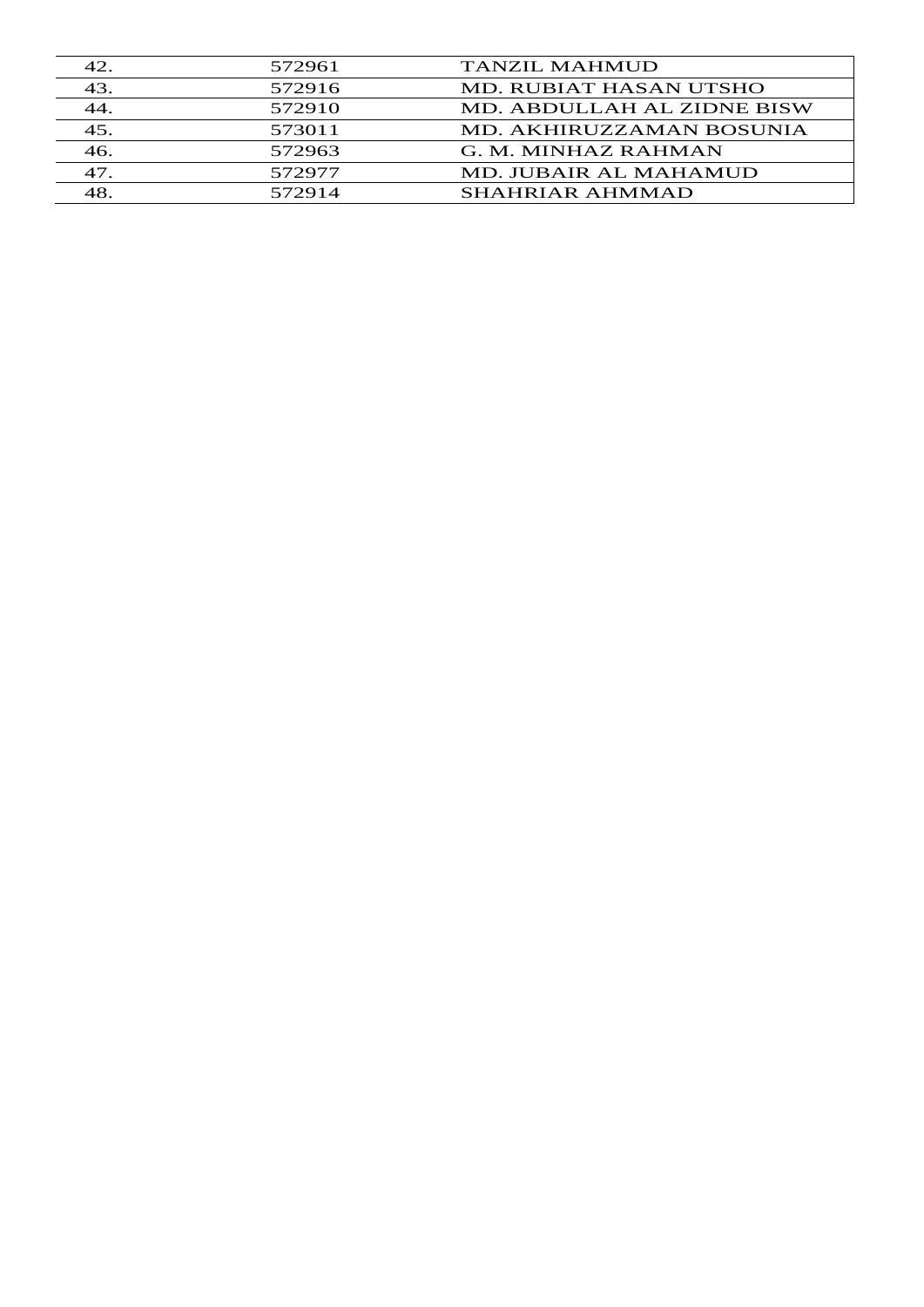| | | |
|---|---|---|
| 42. | 572961 | TANZIL MAHMUD |
| 43. | 572916 | MD. RUBIAT HASAN UTSHO |
| 44. | 572910 | MD. ABDULLAH AL ZIDNE BISW |
| 45. | 573011 | MD. AKHIRUZZAMAN BOSUNIA |
| 46. | 572963 | G. M. MINHAZ RAHMAN |
| 47. | 572977 | MD. JUBAIR AL MAHAMUD |
| 48. | 572914 | SHAHRIAR AHMMAD |